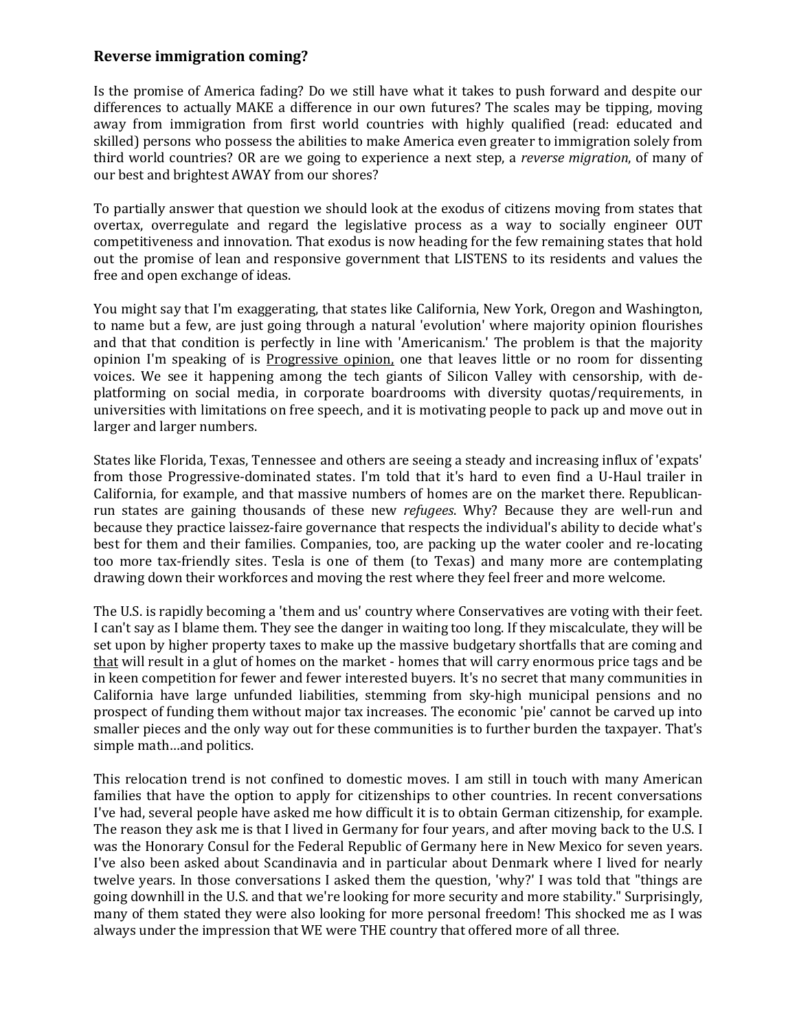## Reverse immigration coming?

Is the promise of America fading? Do we still have what it takes to push forward and despite our differences to actually MAKE a difference in our own futures? The scales may be tipping, moving away from immigration from first world countries with highly qualified (read: educated and skilled) persons who possess the abilities to make America even greater to immigration solely from third world countries? OR are we going to experience a next step, a *reverse migration*, of many of our best and brightest AWAY from our shores?

To partially answer that question we should look at the exodus of citizens moving from states that overtax, overregulate and regard the legislative process as a way to socially engineer OUT competitiveness and innovation. That exodus is now heading for the few remaining states that hold out the promise of lean and responsive government that LISTENS to its residents and values the free and open exchange of ideas.

You might say that I'm exaggerating, that states like California, New York, Oregon and Washington, to name but a few, are just going through a natural 'evolution' where majority opinion flourishes and that that condition is perfectly in line with 'Americanism.' The problem is that the majority opinion I'm speaking of is <u>Progressive opinion,</u> one that leaves little or no room for dissenting voices. We see it happening among the tech giants of Silicon Valley with censorship, with de-platforming on social media, in corporate boardrooms with diversity quotas/requirements, in universities with limitations on free speech, and it is motivating people to pack up and move out in larger and larger numbers.

States like Florida, Texas, Tennessee and others are seeing a steady and increasing influx of 'expats' from those Progressive-dominated states. I'm told that it's hard to even find a U-Haul trailer in California, for example, and that massive numbers of homes are on the market there. Republican-run states are gaining thousands of these new *refugees*. Why? Because they are well-run and because they practice laissez-faire governance that respects the individual's ability to decide what's best for them and their families. Companies, too, are packing up the water cooler and re-locating too more tax-friendly sites. Tesla is one of them (to Texas) and many more are contemplating drawing down their workforces and moving the rest where they feel freer and more welcome.

The U.S. is rapidly becoming a 'them and us' country where Conservatives are voting with their feet. I can't say as I blame them. They see the danger in waiting too long. If they miscalculate, they will be set upon by higher property taxes to make up the massive budgetary shortfalls that are coming and <u>that</u> will result in a glut of homes on the market - homes that will carry enormous price tags and be in keen competition for fewer and fewer interested buyers. It's no secret that many communities in California have large unfunded liabilities, stemming from sky-high municipal pensions and no prospect of funding them without major tax increases. The economic 'pie' cannot be carved up into smaller pieces and the only way out for these communities is to further burden the taxpayer. That's simple math…and politics.

This relocation trend is not confined to domestic moves. I am still in touch with many American families that have the option to apply for citizenships to other countries. In recent conversations I've had, several people have asked me how difficult it is to obtain German citizenship, for example. The reason they ask me is that I lived in Germany for four years, and after moving back to the U.S. I was the Honorary Consul for the Federal Republic of Germany here in New Mexico for seven years. I've also been asked about Scandinavia and in particular about Denmark where I lived for nearly twelve years. In those conversations I asked them the question, 'why?' I was told that "things are going downhill in the U.S. and that we're looking for more security and more stability." Surprisingly, many of them stated they were also looking for more personal freedom! This shocked me as I was always under the impression that WE were THE country that offered more of all three.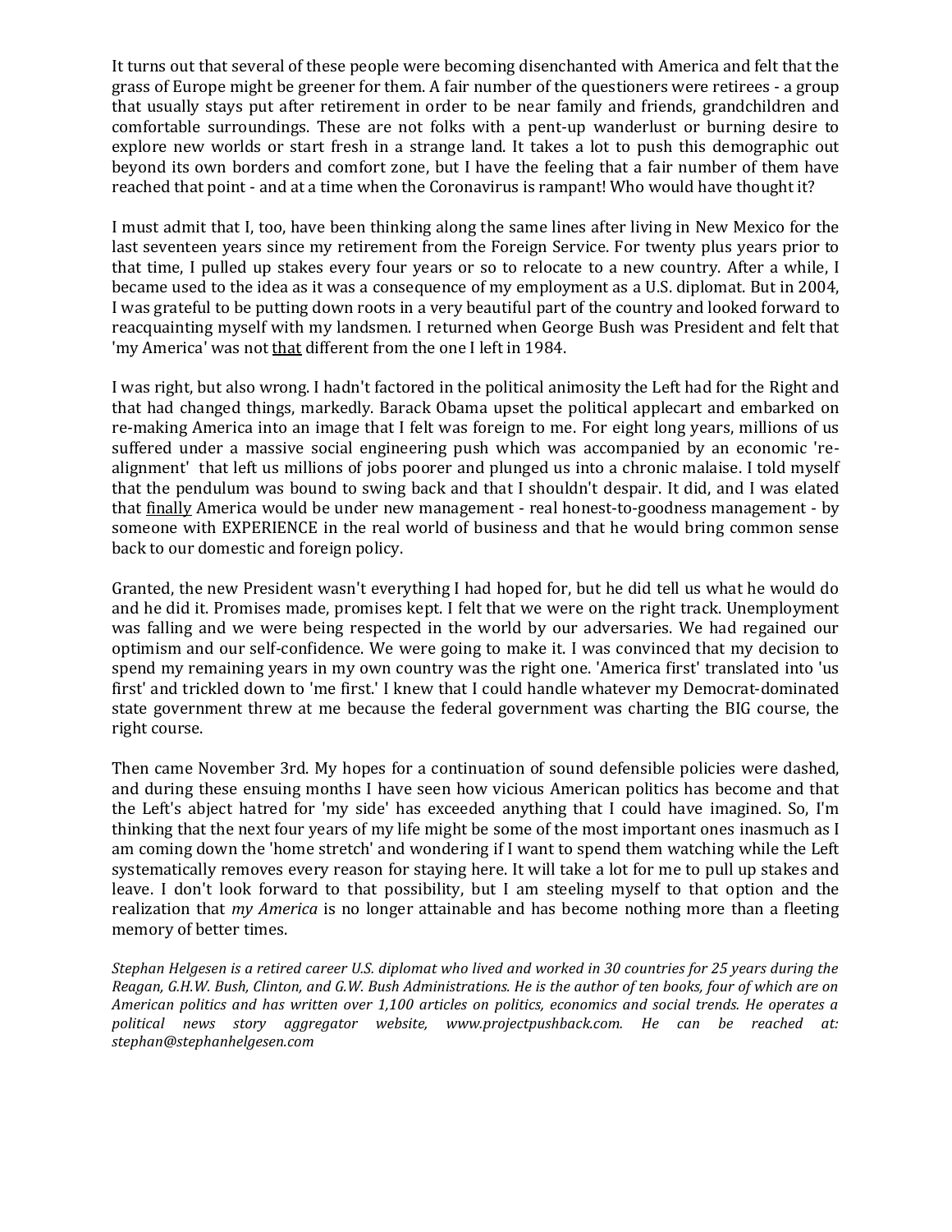It turns out that several of these people were becoming disenchanted with America and felt that the grass of Europe might be greener for them. A fair number of the questioners were retirees - a group that usually stays put after retirement in order to be near family and friends, grandchildren and comfortable surroundings. These are not folks with a pent-up wanderlust or burning desire to explore new worlds or start fresh in a strange land. It takes a lot to push this demographic out beyond its own borders and comfort zone, but I have the feeling that a fair number of them have reached that point - and at a time when the Coronavirus is rampant! Who would have thought it?

I must admit that I, too, have been thinking along the same lines after living in New Mexico for the last seventeen years since my retirement from the Foreign Service. For twenty plus years prior to that time, I pulled up stakes every four years or so to relocate to a new country. After a while, I became used to the idea as it was a consequence of my employment as a U.S. diplomat. But in 2004, I was grateful to be putting down roots in a very beautiful part of the country and looked forward to reacquainting myself with my landsmen. I returned when George Bush was President and felt that 'my America' was not <u>that</u> different from the one I left in 1984.

I was right, but also wrong. I hadn't factored in the political animosity the Left had for the Right and that had changed things, markedly. Barack Obama upset the political applecart and embarked on re-making America into an image that I felt was foreign to me. For eight long years, millions of us suffered under a massive social engineering push which was accompanied by an economic 're-alignment' that left us millions of jobs poorer and plunged us into a chronic malaise. I told myself that the pendulum was bound to swing back and that I shouldn't despair. It did, and I was elated that <u>finally</u> America would be under new management - real honest-to-goodness management - by someone with EXPERIENCE in the real world of business and that he would bring common sense back to our domestic and foreign policy.

Granted, the new President wasn't everything I had hoped for, but he did tell us what he would do and he did it. Promises made, promises kept. I felt that we were on the right track. Unemployment was falling and we were being respected in the world by our adversaries. We had regained our optimism and our self-confidence. We were going to make it. I was convinced that my decision to spend my remaining years in my own country was the right one. 'America first' translated into 'us first' and trickled down to 'me first.' I knew that I could handle whatever my Democrat-dominated state government threw at me because the federal government was charting the BIG course, the right course.

Then came November 3rd. My hopes for a continuation of sound defensible policies were dashed, and during these ensuing months I have seen how vicious American politics has become and that the Left's abject hatred for 'my side' has exceeded anything that I could have imagined. So, I'm thinking that the next four years of my life might be some of the most important ones inasmuch as I am coming down the 'home stretch' and wondering if I want to spend them watching while the Left systematically removes every reason for staying here. It will take a lot for me to pull up stakes and leave. I don't look forward to that possibility, but I am steeling myself to that option and the realization that *my America* is no longer attainable and has become nothing more than a fleeting memory of better times.

*Stephan Helgesen is a retired career U.S. diplomat who lived and worked in 30 countries for 25 years during the Reagan, G.H.W. Bush, Clinton, and G.W. Bush Administrations. He is the author of ten books, four of which are on American politics and has written over 1,100 articles on politics, economics and social trends. He operates a political news story aggregator website, www.projectpushback.com. He can be reached at: stephan@stephanhelgesen.com*